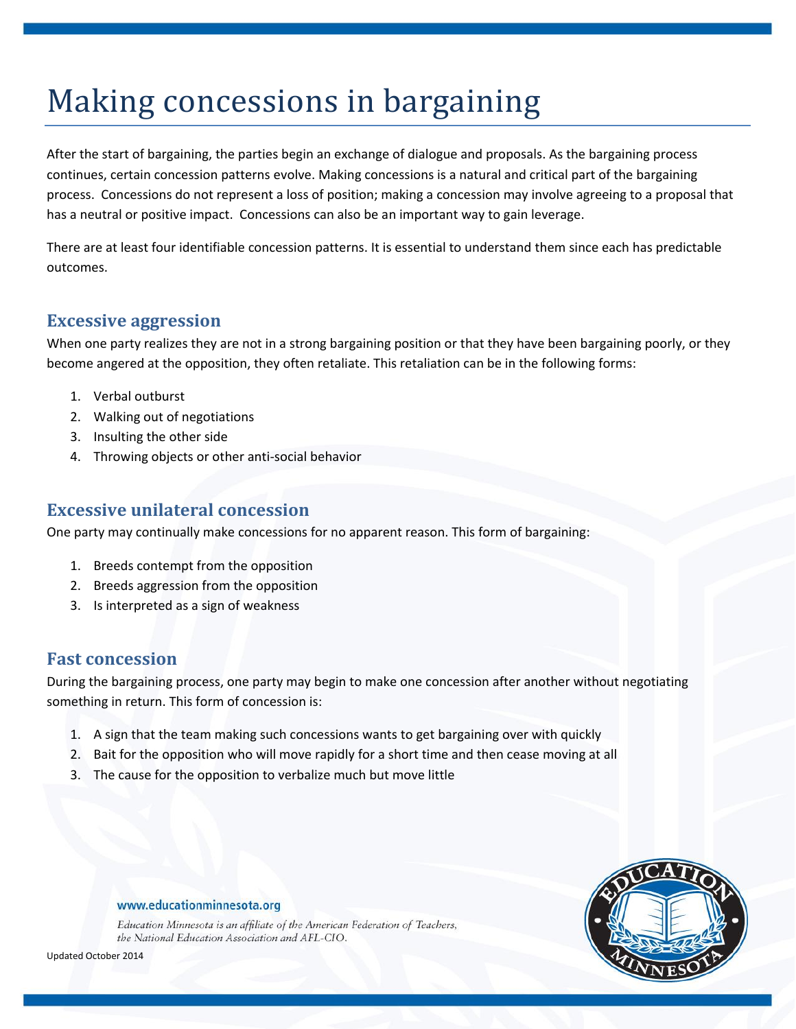# Making concessions in bargaining

After the start of bargaining, the parties begin an exchange of dialogue and proposals. As the bargaining process continues, certain concession patterns evolve. Making concessions is a natural and critical part of the bargaining process. Concessions do not represent a loss of position; making a concession may involve agreeing to a proposal that has a neutral or positive impact. Concessions can also be an important way to gain leverage.

There are at least four identifiable concession patterns. It is essential to understand them since each has predictable outcomes.

## Excessive aggression

When one party realizes they are not in a strong bargaining position or that they have been bargaining poorly, or they become angered at the opposition, they often retaliate. This retaliation can be in the following forms:

1. Verbal outburst
2. Walking out of negotiations
3. Insulting the other side
4. Throwing objects or other anti-social behavior

## Excessive unilateral concession

One party may continually make concessions for no apparent reason. This form of bargaining:

1. Breeds contempt from the opposition
2. Breeds aggression from the opposition
3. Is interpreted as a sign of weakness

## Fast concession

During the bargaining process, one party may begin to make one concession after another without negotiating something in return. This form of concession is:

1. A sign that the team making such concessions wants to get bargaining over with quickly
2. Bait for the opposition who will move rapidly for a short time and then cease moving at all
3. The cause for the opposition to verbalize much but move little

www.educationminnesota.org

*Education Minnesota is an affiliate of the American Federation of Teachers, the National Education Association and AFL-CIO.*

Updated October 2014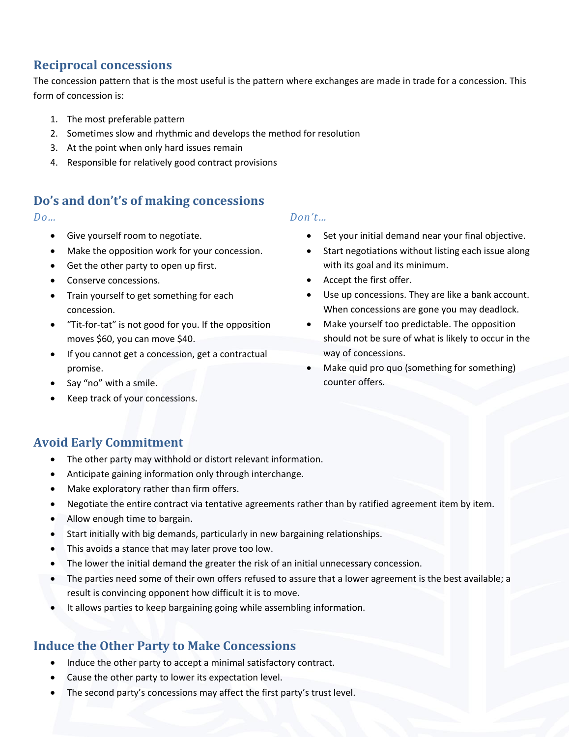## Reciprocal concessions

The concession pattern that is the most useful is the pattern where exchanges are made in trade for a concession. This form of concession is:

1. The most preferable pattern
2. Sometimes slow and rhythmic and develops the method for resolution
3. At the point when only hard issues remain
4. Responsible for relatively good contract provisions

## Do's and don't's of making concessions

### *Do…*

- Give yourself room to negotiate.
- Make the opposition work for your concession.
- Get the other party to open up first.
- Conserve concessions.
- Train yourself to get something for each concession.
- "Tit-for-tat" is not good for you. If the opposition moves $60, you can move $40.
- If you cannot get a concession, get a contractual promise.
- Say "no" with a smile.
- Keep track of your concessions.

### *Don't…*

- Set your initial demand near your final objective.
- Start negotiations without listing each issue along with its goal and its minimum.
- Accept the first offer.
- Use up concessions. They are like a bank account. When concessions are gone you may deadlock.
- Make yourself too predictable. The opposition should not be sure of what is likely to occur in the way of concessions.
- Make quid pro quo (something for something) counter offers.

## Avoid Early Commitment

- The other party may withhold or distort relevant information.
- Anticipate gaining information only through interchange.
- Make exploratory rather than firm offers.
- Negotiate the entire contract via tentative agreements rather than by ratified agreement item by item.
- Allow enough time to bargain.
- Start initially with big demands, particularly in new bargaining relationships.
- This avoids a stance that may later prove too low.
- The lower the initial demand the greater the risk of an initial unnecessary concession.
- The parties need some of their own offers refused to assure that a lower agreement is the best available; a result is convincing opponent how difficult it is to move.
- It allows parties to keep bargaining going while assembling information.

## Induce the Other Party to Make Concessions

- Induce the other party to accept a minimal satisfactory contract.
- Cause the other party to lower its expectation level.
- The second party's concessions may affect the first party's trust level.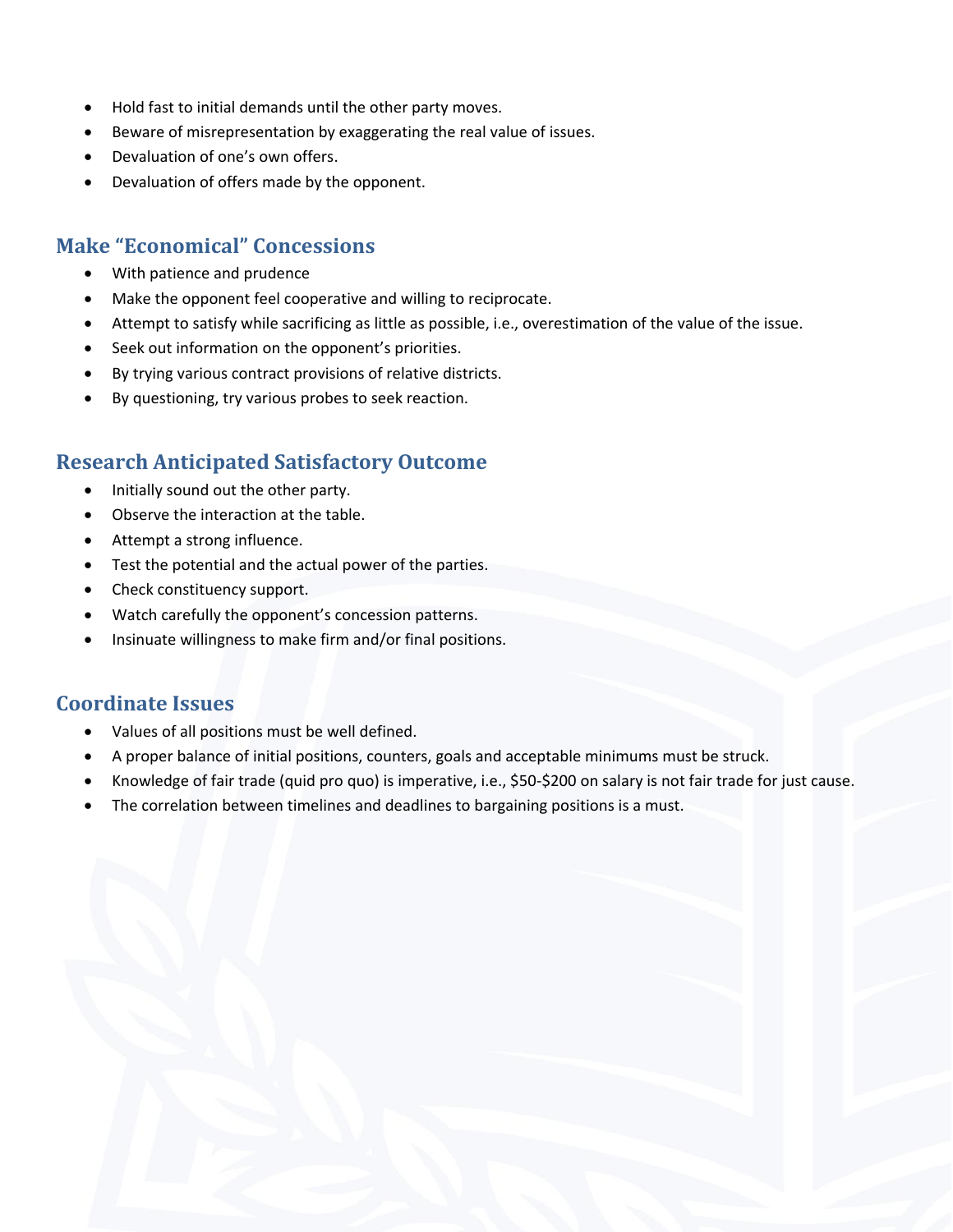- Hold fast to initial demands until the other party moves.
- Beware of misrepresentation by exaggerating the real value of issues.
- Devaluation of one's own offers.
- Devaluation of offers made by the opponent.

## Make "Economical" Concessions

- With patience and prudence
- Make the opponent feel cooperative and willing to reciprocate.
- Attempt to satisfy while sacrificing as little as possible, i.e., overestimation of the value of the issue.
- Seek out information on the opponent's priorities.
- By trying various contract provisions of relative districts.
- By questioning, try various probes to seek reaction.

## Research Anticipated Satisfactory Outcome

- Initially sound out the other party.
- Observe the interaction at the table.
- Attempt a strong influence.
- Test the potential and the actual power of the parties.
- Check constituency support.
- Watch carefully the opponent's concession patterns.
- Insinuate willingness to make firm and/or final positions.

## Coordinate Issues

- Values of all positions must be well defined.
- A proper balance of initial positions, counters, goals and acceptable minimums must be struck.
- Knowledge of fair trade (quid pro quo) is imperative, i.e., $50-$200 on salary is not fair trade for just cause.
- The correlation between timelines and deadlines to bargaining positions is a must.